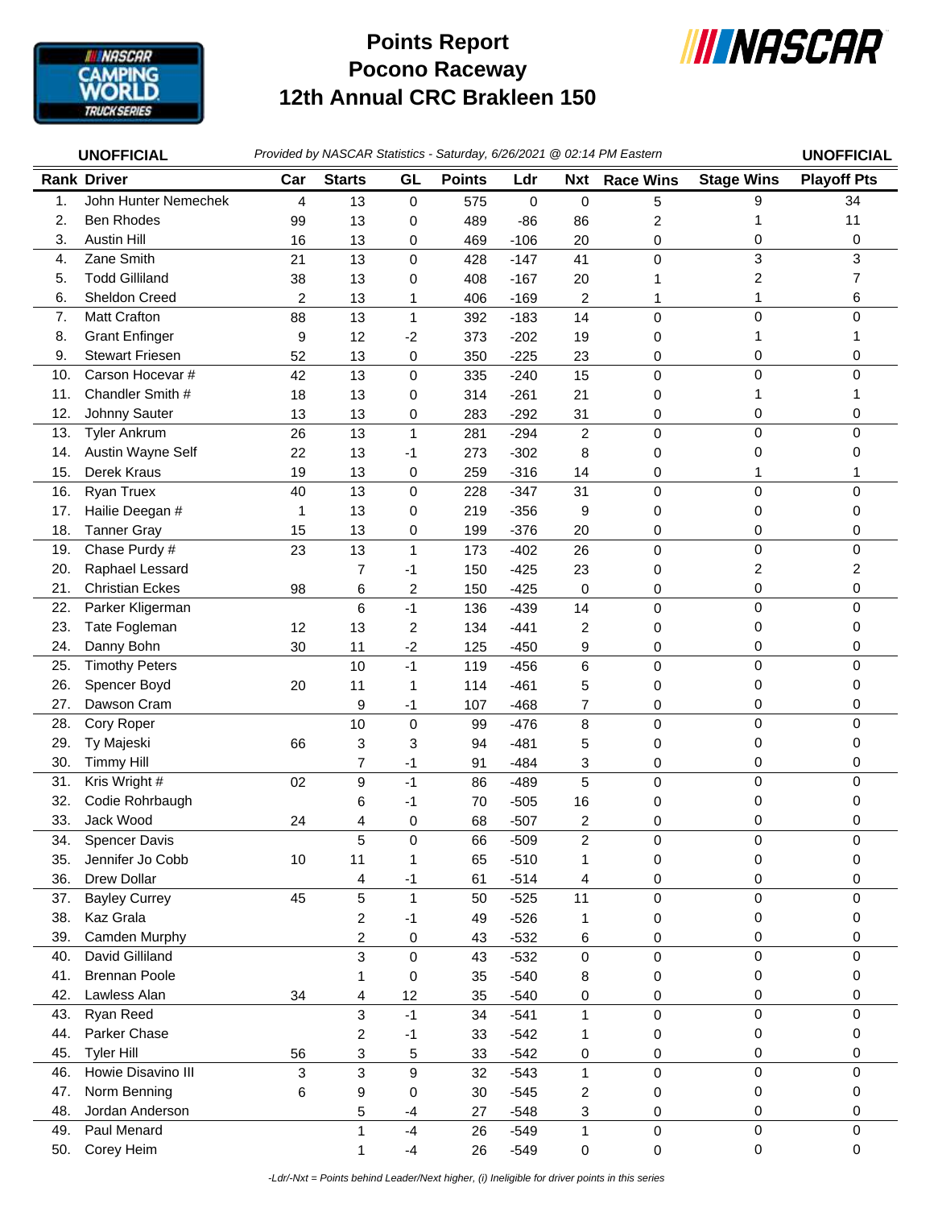# Points Report
# Pocono Raceway
# 12th Annual CRC Brakleen 150

**UNOFFICIAL** *Provided by NASCAR Statistics - Saturday, 6/26/2021 @ 02:14 PM Eastern* **UNOFFICIAL**

| Rank | Driver | Car | Starts | GL | Points | Ldr | Nxt | Race Wins | Stage Wins | Playoff Pts |
|---|---|---|---|---|---|---|---|---|---|---|
| 1. | John Hunter Nemechek | 4 | 13 | 0 | 575 | 0 | 0 | 5 | 9 | 34 |
| 2. | Ben Rhodes | 99 | 13 | 0 | 489 | -86 | 86 | 2 | 1 | 11 |
| 3. | Austin Hill | 16 | 13 | 0 | 469 | -106 | 20 | 0 | 0 | 0 |
| 4. | Zane Smith | 21 | 13 | 0 | 428 | -147 | 41 | 0 | 3 | 3 |
| 5. | Todd Gilliland | 38 | 13 | 0 | 408 | -167 | 20 | 1 | 2 | 7 |
| 6. | Sheldon Creed | 2 | 13 | 1 | 406 | -169 | 2 | 1 | 1 | 6 |
| 7. | Matt Crafton | 88 | 13 | 1 | 392 | -183 | 14 | 0 | 0 | 0 |
| 8. | Grant Enfinger | 9 | 12 | -2 | 373 | -202 | 19 | 0 | 1 | 1 |
| 9. | Stewart Friesen | 52 | 13 | 0 | 350 | -225 | 23 | 0 | 0 | 0 |
| 10. | Carson Hocevar # | 42 | 13 | 0 | 335 | -240 | 15 | 0 | 0 | 0 |
| 11. | Chandler Smith # | 18 | 13 | 0 | 314 | -261 | 21 | 0 | 1 | 1 |
| 12. | Johnny Sauter | 13 | 13 | 0 | 283 | -292 | 31 | 0 | 0 | 0 |
| 13. | Tyler Ankrum | 26 | 13 | 1 | 281 | -294 | 2 | 0 | 0 | 0 |
| 14. | Austin Wayne Self | 22 | 13 | -1 | 273 | -302 | 8 | 0 | 0 | 0 |
| 15. | Derek Kraus | 19 | 13 | 0 | 259 | -316 | 14 | 0 | 1 | 1 |
| 16. | Ryan Truex | 40 | 13 | 0 | 228 | -347 | 31 | 0 | 0 | 0 |
| 17. | Hailie Deegan # | 1 | 13 | 0 | 219 | -356 | 9 | 0 | 0 | 0 |
| 18. | Tanner Gray | 15 | 13 | 0 | 199 | -376 | 20 | 0 | 0 | 0 |
| 19. | Chase Purdy # | 23 | 13 | 1 | 173 | -402 | 26 | 0 | 0 | 0 |
| 20. | Raphael Lessard | | 7 | -1 | 150 | -425 | 23 | 0 | 2 | 2 |
| 21. | Christian Eckes | 98 | 6 | 2 | 150 | -425 | 0 | 0 | 0 | 0 |
| 22. | Parker Kligerman | | 6 | -1 | 136 | -439 | 14 | 0 | 0 | 0 |
| 23. | Tate Fogleman | 12 | 13 | 2 | 134 | -441 | 2 | 0 | 0 | 0 |
| 24. | Danny Bohn | 30 | 11 | -2 | 125 | -450 | 9 | 0 | 0 | 0 |
| 25. | Timothy Peters | | 10 | -1 | 119 | -456 | 6 | 0 | 0 | 0 |
| 26. | Spencer Boyd | 20 | 11 | 1 | 114 | -461 | 5 | 0 | 0 | 0 |
| 27. | Dawson Cram | | 9 | -1 | 107 | -468 | 7 | 0 | 0 | 0 |
| 28. | Cory Roper | | 10 | 0 | 99 | -476 | 8 | 0 | 0 | 0 |
| 29. | Ty Majeski | 66 | 3 | 3 | 94 | -481 | 5 | 0 | 0 | 0 |
| 30. | Timmy Hill | | 7 | -1 | 91 | -484 | 3 | 0 | 0 | 0 |
| 31. | Kris Wright # | 02 | 9 | -1 | 86 | -489 | 5 | 0 | 0 | 0 |
| 32. | Codie Rohrbaugh | | 6 | -1 | 70 | -505 | 16 | 0 | 0 | 0 |
| 33. | Jack Wood | 24 | 4 | 0 | 68 | -507 | 2 | 0 | 0 | 0 |
| 34. | Spencer Davis | | 5 | 0 | 66 | -509 | 2 | 0 | 0 | 0 |
| 35. | Jennifer Jo Cobb | 10 | 11 | 1 | 65 | -510 | 1 | 0 | 0 | 0 |
| 36. | Drew Dollar | | 4 | -1 | 61 | -514 | 4 | 0 | 0 | 0 |
| 37. | Bayley Currey | 45 | 5 | 1 | 50 | -525 | 11 | 0 | 0 | 0 |
| 38. | Kaz Grala | | 2 | -1 | 49 | -526 | 1 | 0 | 0 | 0 |
| 39. | Camden Murphy | | 2 | 0 | 43 | -532 | 6 | 0 | 0 | 0 |
| 40. | David Gilliland | | 3 | 0 | 43 | -532 | 0 | 0 | 0 | 0 |
| 41. | Brennan Poole | | 1 | 0 | 35 | -540 | 8 | 0 | 0 | 0 |
| 42. | Lawless Alan | 34 | 4 | 12 | 35 | -540 | 0 | 0 | 0 | 0 |
| 43. | Ryan Reed | | 3 | -1 | 34 | -541 | 1 | 0 | 0 | 0 |
| 44. | Parker Chase | | 2 | -1 | 33 | -542 | 1 | 0 | 0 | 0 |
| 45. | Tyler Hill | 56 | 3 | 5 | 33 | -542 | 0 | 0 | 0 | 0 |
| 46. | Howie Disavino III | 3 | 3 | 9 | 32 | -543 | 1 | 0 | 0 | 0 |
| 47. | Norm Benning | 6 | 9 | 0 | 30 | -545 | 2 | 0 | 0 | 0 |
| 48. | Jordan Anderson | | 5 | -4 | 27 | -548 | 3 | 0 | 0 | 0 |
| 49. | Paul Menard | | 1 | -4 | 26 | -549 | 1 | 0 | 0 | 0 |
| 50. | Corey Heim | | 1 | -4 | 26 | -549 | 0 | 0 | 0 | 0 |

*-Ldr/-Nxt = Points behind Leader/Next higher, (i) Ineligible for driver points in this series*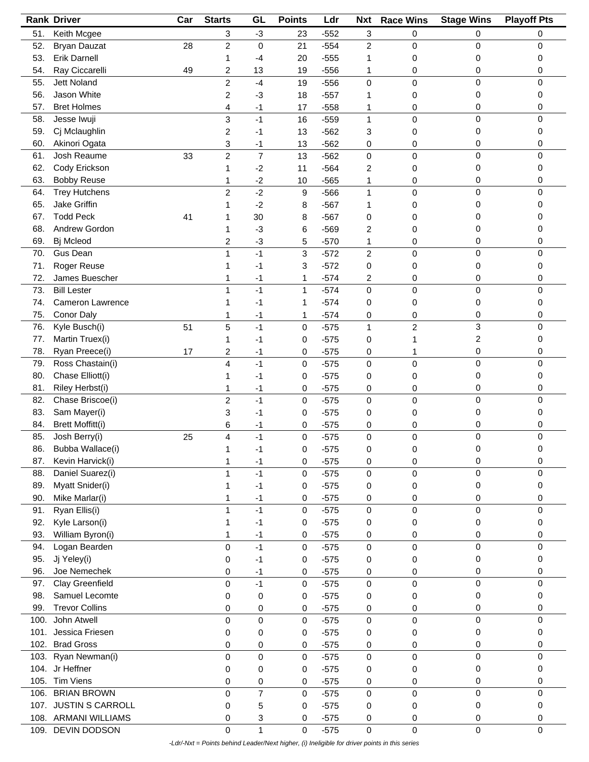| Rank | Driver | Car | Starts | GL | Points | Ldr | Nxt | Race Wins | Stage Wins | Playoff Pts |
|---|---|---|---|---|---|---|---|---|---|---|
| 51. | Keith Mcgee | | 3 | -3 | 23 | -552 | 3 | 0 | 0 | 0 |
| 52. | Bryan Dauzat | 28 | 2 | 0 | 21 | -554 | 2 | 0 | 0 | 0 |
| 53. | Erik Darnell | | 1 | -4 | 20 | -555 | 1 | 0 | 0 | 0 |
| 54. | Ray Ciccarelli | 49 | 2 | 13 | 19 | -556 | 1 | 0 | 0 | 0 |
| 55. | Jett Noland | | 2 | -4 | 19 | -556 | 0 | 0 | 0 | 0 |
| 56. | Jason White | | 2 | -3 | 18 | -557 | 1 | 0 | 0 | 0 |
| 57. | Bret Holmes | | 4 | -1 | 17 | -558 | 1 | 0 | 0 | 0 |
| 58. | Jesse Iwuji | | 3 | -1 | 16 | -559 | 1 | 0 | 0 | 0 |
| 59. | Cj Mclaughlin | | 2 | -1 | 13 | -562 | 3 | 0 | 0 | 0 |
| 60. | Akinori Ogata | | 3 | -1 | 13 | -562 | 0 | 0 | 0 | 0 |
| 61. | Josh Reaume | 33 | 2 | 7 | 13 | -562 | 0 | 0 | 0 | 0 |
| 62. | Cody Erickson | | 1 | -2 | 11 | -564 | 2 | 0 | 0 | 0 |
| 63. | Bobby Reuse | | 1 | -2 | 10 | -565 | 1 | 0 | 0 | 0 |
| 64. | Trey Hutchens | | 2 | -2 | 9 | -566 | 1 | 0 | 0 | 0 |
| 65. | Jake Griffin | | 1 | -2 | 8 | -567 | 1 | 0 | 0 | 0 |
| 67. | Todd Peck | 41 | 1 | 30 | 8 | -567 | 0 | 0 | 0 | 0 |
| 68. | Andrew Gordon | | 1 | -3 | 6 | -569 | 2 | 0 | 0 | 0 |
| 69. | Bj Mcleod | | 2 | -3 | 5 | -570 | 1 | 0 | 0 | 0 |
| 70. | Gus Dean | | 1 | -1 | 3 | -572 | 2 | 0 | 0 | 0 |
| 71. | Roger Reuse | | 1 | -1 | 3 | -572 | 0 | 0 | 0 | 0 |
| 72. | James Buescher | | 1 | -1 | 1 | -574 | 2 | 0 | 0 | 0 |
| 73. | Bill Lester | | 1 | -1 | 1 | -574 | 0 | 0 | 0 | 0 |
| 74. | Cameron Lawrence | | 1 | -1 | 1 | -574 | 0 | 0 | 0 | 0 |
| 75. | Conor Daly | | 1 | -1 | 1 | -574 | 0 | 0 | 0 | 0 |
| 76. | Kyle Busch(i) | 51 | 5 | -1 | 0 | -575 | 1 | 2 | 3 | 0 |
| 77. | Martin Truex(i) | | 1 | -1 | 0 | -575 | 0 | 1 | 2 | 0 |
| 78. | Ryan Preece(i) | 17 | 2 | -1 | 0 | -575 | 0 | 1 | 0 | 0 |
| 79. | Ross Chastain(i) | | 4 | -1 | 0 | -575 | 0 | 0 | 0 | 0 |
| 80. | Chase Elliott(i) | | 1 | -1 | 0 | -575 | 0 | 0 | 0 | 0 |
| 81. | Riley Herbst(i) | | 1 | -1 | 0 | -575 | 0 | 0 | 0 | 0 |
| 82. | Chase Briscoe(i) | | 2 | -1 | 0 | -575 | 0 | 0 | 0 | 0 |
| 83. | Sam Mayer(i) | | 3 | -1 | 0 | -575 | 0 | 0 | 0 | 0 |
| 84. | Brett Moffitt(i) | | 6 | -1 | 0 | -575 | 0 | 0 | 0 | 0 |
| 85. | Josh Berry(i) | 25 | 4 | -1 | 0 | -575 | 0 | 0 | 0 | 0 |
| 86. | Bubba Wallace(i) | | 1 | -1 | 0 | -575 | 0 | 0 | 0 | 0 |
| 87. | Kevin Harvick(i) | | 1 | -1 | 0 | -575 | 0 | 0 | 0 | 0 |
| 88. | Daniel Suarez(i) | | 1 | -1 | 0 | -575 | 0 | 0 | 0 | 0 |
| 89. | Myatt Snider(i) | | 1 | -1 | 0 | -575 | 0 | 0 | 0 | 0 |
| 90. | Mike Marlar(i) | | 1 | -1 | 0 | -575 | 0 | 0 | 0 | 0 |
| 91. | Ryan Ellis(i) | | 1 | -1 | 0 | -575 | 0 | 0 | 0 | 0 |
| 92. | Kyle Larson(i) | | 1 | -1 | 0 | -575 | 0 | 0 | 0 | 0 |
| 93. | William Byron(i) | | 1 | -1 | 0 | -575 | 0 | 0 | 0 | 0 |
| 94. | Logan Bearden | | 0 | -1 | 0 | -575 | 0 | 0 | 0 | 0 |
| 95. | Jj Yeley(i) | | 0 | -1 | 0 | -575 | 0 | 0 | 0 | 0 |
| 96. | Joe Nemechek | | 0 | -1 | 0 | -575 | 0 | 0 | 0 | 0 |
| 97. | Clay Greenfield | | 0 | -1 | 0 | -575 | 0 | 0 | 0 | 0 |
| 98. | Samuel Lecomte | | 0 | 0 | 0 | -575 | 0 | 0 | 0 | 0 |
| 99. | Trevor Collins | | 0 | 0 | 0 | -575 | 0 | 0 | 0 | 0 |
| 100. | John Atwell | | 0 | 0 | 0 | -575 | 0 | 0 | 0 | 0 |
| 101. | Jessica Friesen | | 0 | 0 | 0 | -575 | 0 | 0 | 0 | 0 |
| 102. | Brad Gross | | 0 | 0 | 0 | -575 | 0 | 0 | 0 | 0 |
| 103. | Ryan Newman(i) | | 0 | 0 | 0 | -575 | 0 | 0 | 0 | 0 |
| 104. | Jr Heffner | | 0 | 0 | 0 | -575 | 0 | 0 | 0 | 0 |
| 105. | Tim Viens | | 0 | 0 | 0 | -575 | 0 | 0 | 0 | 0 |
| 106. | BRIAN BROWN | | 0 | 7 | 0 | -575 | 0 | 0 | 0 | 0 |
| 107. | JUSTIN S CARROLL | | 0 | 5 | 0 | -575 | 0 | 0 | 0 | 0 |
| 108. | ARMANI WILLIAMS | | 0 | 3 | 0 | -575 | 0 | 0 | 0 | 0 |
| 109. | DEVIN DODSON | | 0 | 1 | 0 | -575 | 0 | 0 | 0 | 0 |

*-Ldr/-Nxt = Points behind Leader/Next higher, (i) Ineligible for driver points in this series*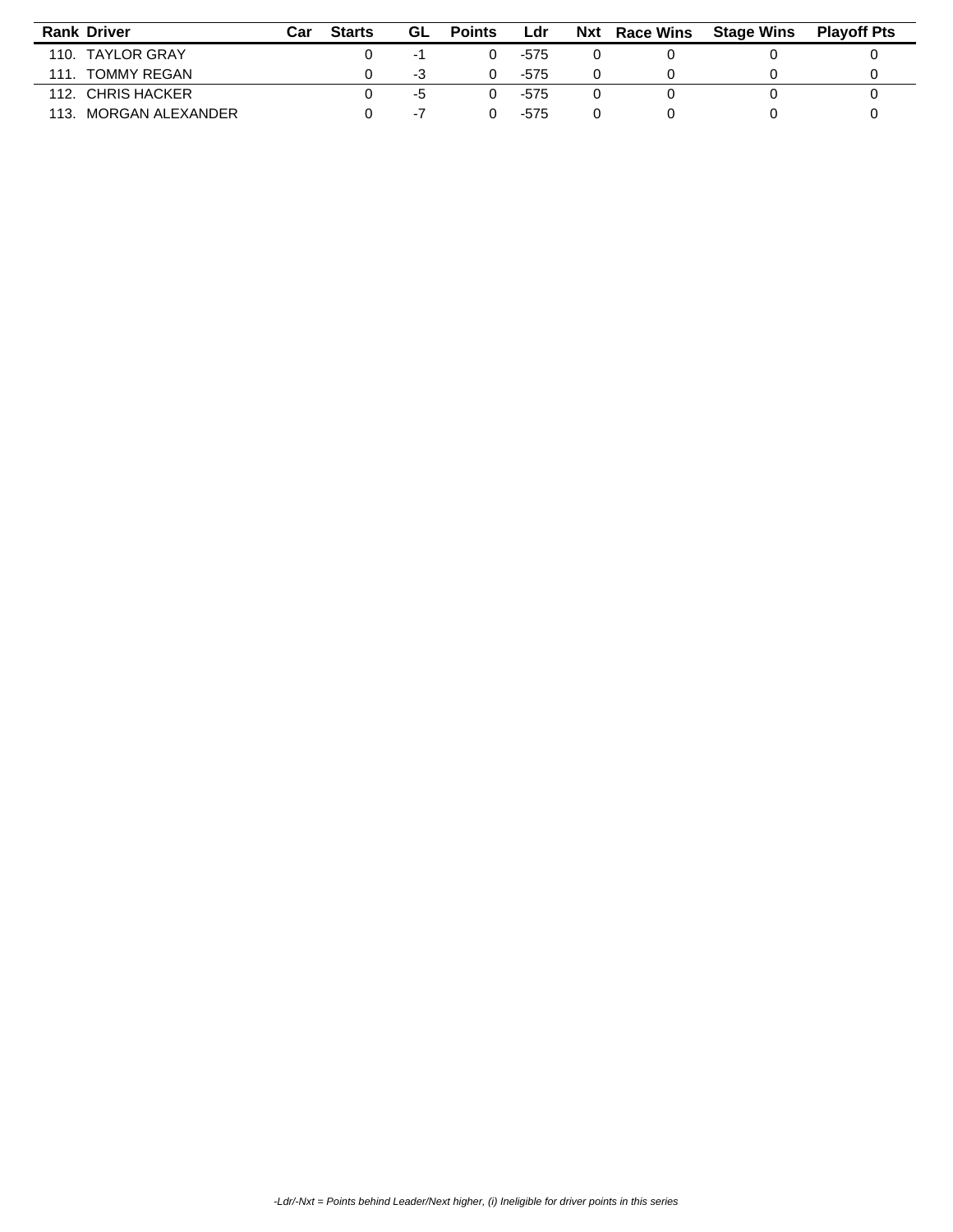| Rank | Driver | Car | Starts | GL | Points | Ldr | Nxt | Race Wins | Stage Wins | Playoff Pts |
|---|---|---|---|---|---|---|---|---|---|---|
| 110. | TAYLOR GRAY | | 0 | -1 | 0 | -575 | 0 | 0 | 0 | 0 |
| 111. | TOMMY REGAN | | 0 | -3 | 0 | -575 | 0 | 0 | 0 | 0 |
| 112. | CHRIS HACKER | | 0 | -5 | 0 | -575 | 0 | 0 | 0 | 0 |
| 113. | MORGAN ALEXANDER | | 0 | -7 | 0 | -575 | 0 | 0 | 0 | 0 |

*-Ldr/-Nxt = Points behind Leader/Next higher, (i) Ineligible for driver points in this series*